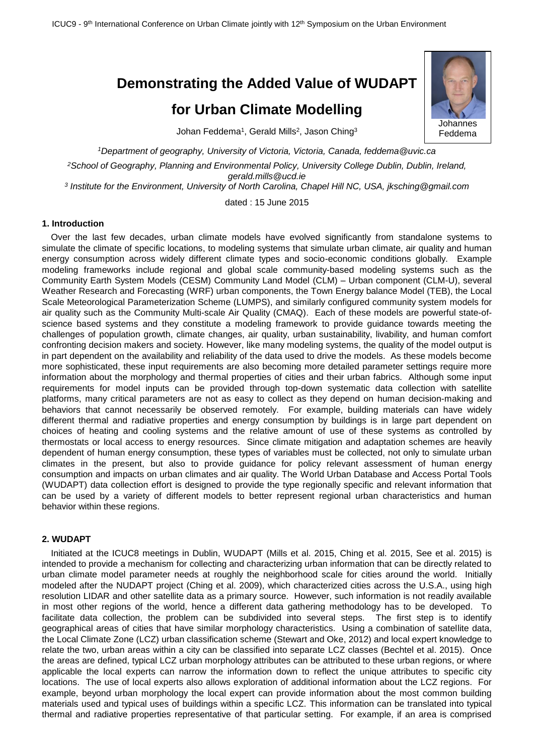# Demonstrating the Added Value of WUDAPT for Urban Climate Modelling

Johannes Feddema

Johan Feddema[1], Gerald Mills[2], Jason Ching[3]

[1]*Department of geography, University of Victoria, Victoria, Canada, feddema@uvic.ca*

[2]*School of Geography, Planning and Environmental Policy, University College Dublin, Dublin, Ireland, gerald.mills@ucd.ie*

[3] *Institute for the Environment, University of North Carolina, Chapel Hill NC, USA, jksching@gmail.com*

dated : 15 June 2015

## 1. Introduction

Over the last few decades, urban climate models have evolved significantly from standalone systems to simulate the climate of specific locations, to modeling systems that simulate urban climate, air quality and human energy consumption across widely different climate types and socio-economic conditions globally. Example modeling frameworks include regional and global scale community-based modeling systems such as the Community Earth System Models (CESM) Community Land Model (CLM) – Urban component (CLM-U), several Weather Research and Forecasting (WRF) urban components, the Town Energy balance Model (TEB), the Local Scale Meteorological Parameterization Scheme (LUMPS), and similarly configured community system models for air quality such as the Community Multi-scale Air Quality (CMAQ). Each of these models are powerful state-of-science based systems and they constitute a modeling framework to provide guidance towards meeting the challenges of population growth, climate changes, air quality, urban sustainability, livability, and human comfort confronting decision makers and society. However, like many modeling systems, the quality of the model output is in part dependent on the availability and reliability of the data used to drive the models. As these models become more sophisticated, these input requirements are also becoming more detailed parameter settings require more information about the morphology and thermal properties of cities and their urban fabrics. Although some input requirements for model inputs can be provided through top-down systematic data collection with satellite platforms, many critical parameters are not as easy to collect as they depend on human decision-making and behaviors that cannot necessarily be observed remotely. For example, building materials can have widely different thermal and radiative properties and energy consumption by buildings is in large part dependent on choices of heating and cooling systems and the relative amount of use of these systems as controlled by thermostats or local access to energy resources. Since climate mitigation and adaptation schemes are heavily dependent of human energy consumption, these types of variables must be collected, not only to simulate urban climates in the present, but also to provide guidance for policy relevant assessment of human energy consumption and impacts on urban climates and air quality. The World Urban Database and Access Portal Tools (WUDAPT) data collection effort is designed to provide the type regionally specific and relevant information that can be used by a variety of different models to better represent regional urban characteristics and human behavior within these regions.

## 2. WUDAPT

Initiated at the ICUC8 meetings in Dublin, WUDAPT (Mills et al. 2015, Ching et al. 2015, See et al. 2015) is intended to provide a mechanism for collecting and characterizing urban information that can be directly related to urban climate model parameter needs at roughly the neighborhood scale for cities around the world. Initially modeled after the NUDAPT project (Ching et al. 2009), which characterized cities across the U.S.A., using high resolution LIDAR and other satellite data as a primary source. However, such information is not readily available in most other regions of the world, hence a different data gathering methodology has to be developed. To facilitate data collection, the problem can be subdivided into several steps. The first step is to identify geographical areas of cities that have similar morphology characteristics. Using a combination of satellite data, the Local Climate Zone (LCZ) urban classification scheme (Stewart and Oke, 2012) and local expert knowledge to relate the two, urban areas within a city can be classified into separate LCZ classes (Bechtel et al. 2015). Once the areas are defined, typical LCZ urban morphology attributes can be attributed to these urban regions, or where applicable the local experts can narrow the information down to reflect the unique attributes to specific city locations. The use of local experts also allows exploration of additional information about the LCZ regions. For example, beyond urban morphology the local expert can provide information about the most common building materials used and typical uses of buildings within a specific LCZ. This information can be translated into typical thermal and radiative properties representative of that particular setting. For example, if an area is comprised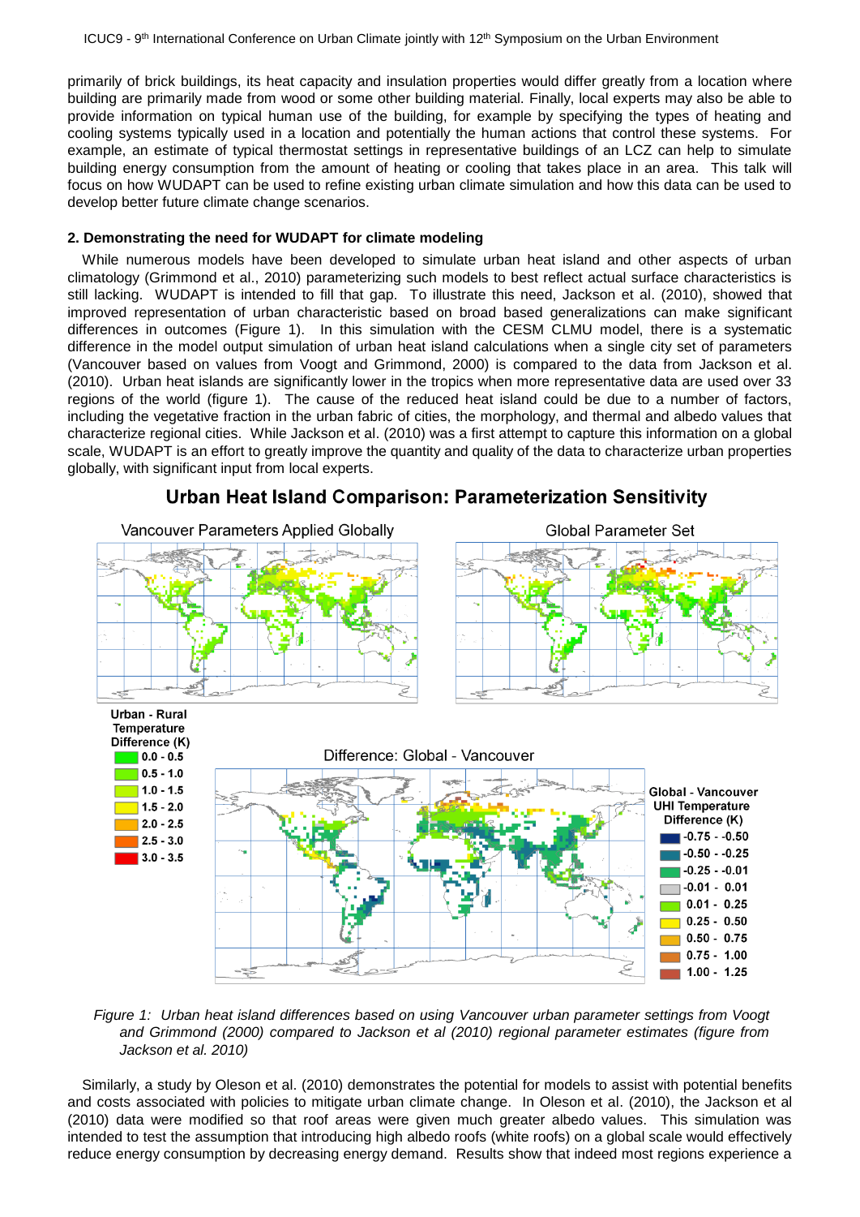primarily of brick buildings, its heat capacity and insulation properties would differ greatly from a location where building are primarily made from wood or some other building material. Finally, local experts may also be able to provide information on typical human use of the building, for example by specifying the types of heating and cooling systems typically used in a location and potentially the human actions that control these systems. For example, an estimate of typical thermostat settings in representative buildings of an LCZ can help to simulate building energy consumption from the amount of heating or cooling that takes place in an area. This talk will focus on how WUDAPT can be used to refine existing urban climate simulation and how this data can be used to develop better future climate change scenarios.

### 2. Demonstrating the need for WUDAPT for climate modeling

While numerous models have been developed to simulate urban heat island and other aspects of urban climatology (Grimmond et al., 2010) parameterizing such models to best reflect actual surface characteristics is still lacking. WUDAPT is intended to fill that gap. To illustrate this need, Jackson et al. (2010), showed that improved representation of urban characteristic based on broad based generalizations can make significant differences in outcomes (Figure 1). In this simulation with the CESM CLMU model, there is a systematic difference in the model output simulation of urban heat island calculations when a single city set of parameters (Vancouver based on values from Voogt and Grimmond, 2000) is compared to the data from Jackson et al. (2010). Urban heat islands are significantly lower in the tropics when more representative data are used over 33 regions of the world (figure 1). The cause of the reduced heat island could be due to a number of factors, including the vegetative fraction in the urban fabric of cities, the morphology, and thermal and albedo values that characterize regional cities. While Jackson et al. (2010) was a first attempt to capture this information on a global scale, WUDAPT is an effort to greatly improve the quantity and quality of the data to characterize urban properties globally, with significant input from local experts.

*Figure 1: Urban heat island differences based on using Vancouver urban parameter settings from Voogt and Grimmond (2000) compared to Jackson et al (2010) regional parameter estimates (figure from Jackson et al. 2010)*

Similarly, a study by Oleson et al. (2010) demonstrates the potential for models to assist with potential benefits and costs associated with policies to mitigate urban climate change. In Oleson et al. (2010), the Jackson et al (2010) data were modified so that roof areas were given much greater albedo values. This simulation was intended to test the assumption that introducing high albedo roofs (white roofs) on a global scale would effectively reduce energy consumption by decreasing energy demand. Results show that indeed most regions experience a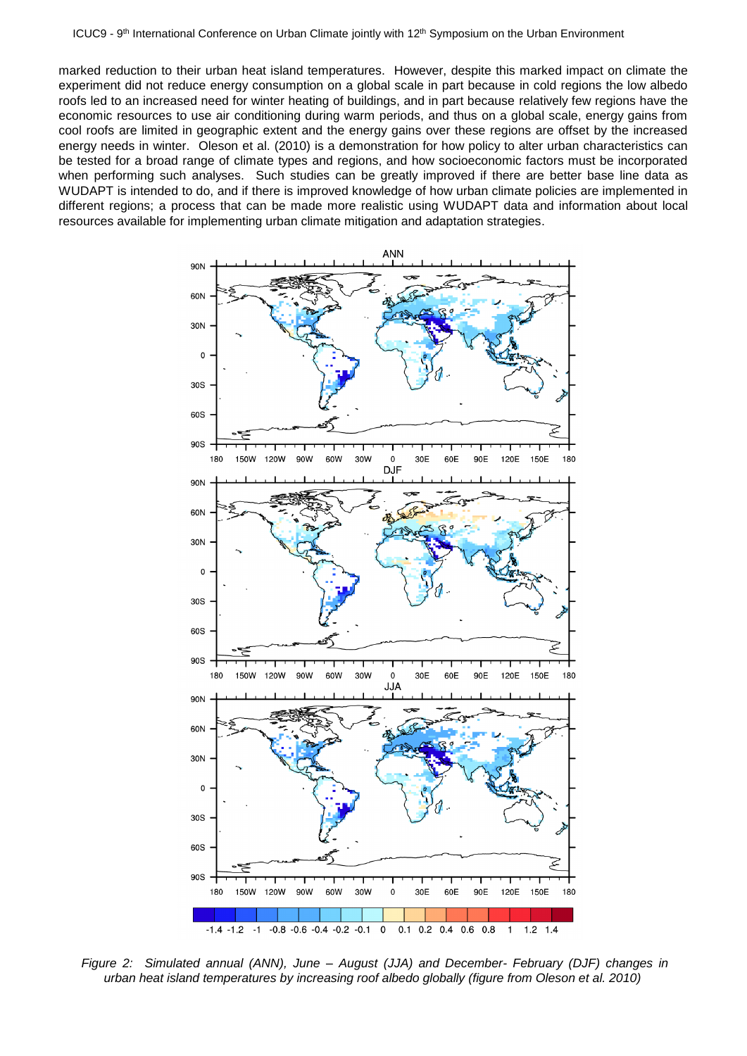marked reduction to their urban heat island temperatures. However, despite this marked impact on climate the experiment did not reduce energy consumption on a global scale in part because in cold regions the low albedo roofs led to an increased need for winter heating of buildings, and in part because relatively few regions have the economic resources to use air conditioning during warm periods, and thus on a global scale, energy gains from cool roofs are limited in geographic extent and the energy gains over these regions are offset by the increased energy needs in winter. Oleson et al. (2010) is a demonstration for how policy to alter urban characteristics can be tested for a broad range of climate types and regions, and how socioeconomic factors must be incorporated when performing such analyses. Such studies can be greatly improved if there are better base line data as WUDAPT is intended to do, and if there is improved knowledge of how urban climate policies are implemented in different regions; a process that can be made more realistic using WUDAPT data and information about local resources available for implementing urban climate mitigation and adaptation strategies.

*Figure 2: Simulated annual (ANN), June – August (JJA) and December- February (DJF) changes in urban heat island temperatures by increasing roof albedo globally (figure from Oleson et al. 2010)*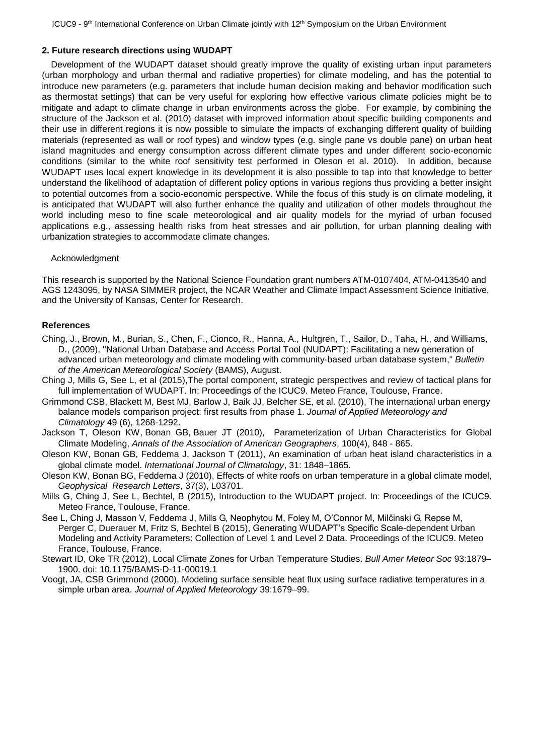## 2. Future research directions using WUDAPT

Development of the WUDAPT dataset should greatly improve the quality of existing urban input parameters (urban morphology and urban thermal and radiative properties) for climate modeling, and has the potential to introduce new parameters (e.g. parameters that include human decision making and behavior modification such as thermostat settings) that can be very useful for exploring how effective various climate policies might be to mitigate and adapt to climate change in urban environments across the globe. For example, by combining the structure of the Jackson et al. (2010) dataset with improved information about specific building components and their use in different regions it is now possible to simulate the impacts of exchanging different quality of building materials (represented as wall or roof types) and window types (e.g. single pane vs double pane) on urban heat island magnitudes and energy consumption across different climate types and under different socio-economic conditions (similar to the white roof sensitivity test performed in Oleson et al. 2010). In addition, because WUDAPT uses local expert knowledge in its development it is also possible to tap into that knowledge to better understand the likelihood of adaptation of different policy options in various regions thus providing a better insight to potential outcomes from a socio-economic perspective. While the focus of this study is on climate modeling, it is anticipated that WUDAPT will also further enhance the quality and utilization of other models throughout the world including meso to fine scale meteorological and air quality models for the myriad of urban focused applications e.g., assessing health risks from heat stresses and air pollution, for urban planning dealing with urbanization strategies to accommodate climate changes.

Acknowledgment

This research is supported by the National Science Foundation grant numbers ATM-0107404, ATM-0413540 and AGS 1243095, by NASA SIMMER project, the NCAR Weather and Climate Impact Assessment Science Initiative, and the University of Kansas, Center for Research.

## References

Ching, J., Brown, M., Burian, S., Chen, F., Cionco, R., Hanna, A., Hultgren, T., Sailor, D., Taha, H., and Williams, D., (2009), "National Urban Database and Access Portal Tool (NUDAPT): Facilitating a new generation of advanced urban meteorology and climate modeling with community-based urban database system," *Bulletin of the American Meteorological Society* (BAMS), August.

Ching J, Mills G, See L, et al (2015),The portal component, strategic perspectives and review of tactical plans for full implementation of WUDAPT. In: Proceedings of the ICUC9. Meteo France, Toulouse, France.

Grimmond CSB, Blackett M, Best MJ, Barlow J, Baik JJ, Belcher SE, et al. (2010), The international urban energy balance models comparison project: first results from phase 1. *Journal of Applied Meteorology and Climatology* 49 (6), 1268-1292.

Jackson T, Oleson KW, Bonan GB, Bauer JT (2010), Parameterization of Urban Characteristics for Global Climate Modeling, *Annals of the Association of American Geographers*, 100(4), 848 - 865.

Oleson KW, Bonan GB, Feddema J, Jackson T (2011), An examination of urban heat island characteristics in a global climate model. *International Journal of Climatology*, 31: 1848–1865.

Oleson KW, Bonan BG, Feddema J (2010), Effects of white roofs on urban temperature in a global climate model, *Geophysical Research Letters*, 37(3), L03701.

Mills G, Ching J, See L, Bechtel, B (2015), Introduction to the WUDAPT project. In: Proceedings of the ICUC9. Meteo France, Toulouse, France.

See L, Ching J, Masson V, Feddema J, Mills G, Neophytou M, Foley M, O'Connor M, Milčinski G, Repse M, Perger C, Duerauer M, Fritz S, Bechtel B (2015), Generating WUDAPT's Specific Scale-dependent Urban Modeling and Activity Parameters: Collection of Level 1 and Level 2 Data. Proceedings of the ICUC9. Meteo France, Toulouse, France.

Stewart ID, Oke TR (2012), Local Climate Zones for Urban Temperature Studies. *Bull Amer Meteor Soc* 93:1879–1900. doi: 10.1175/BAMS-D-11-00019.1

Voogt, JA, CSB Grimmond (2000), Modeling surface sensible heat flux using surface radiative temperatures in a simple urban area. *Journal of Applied Meteorology* 39:1679–99.